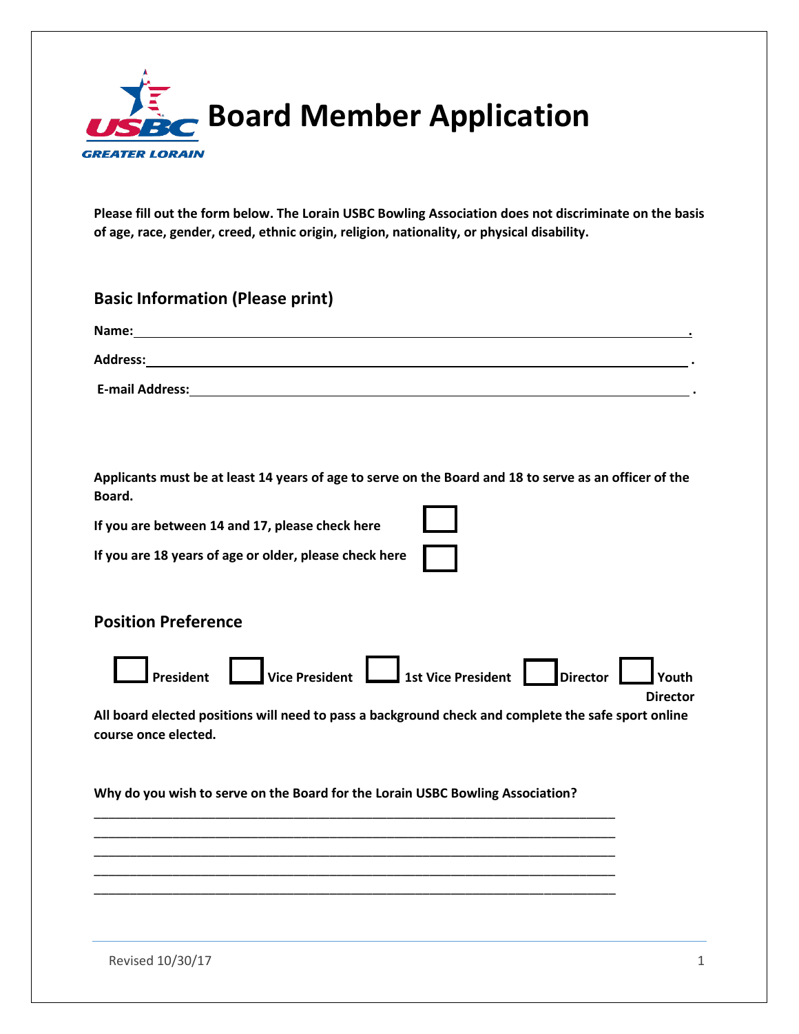# Board Member Application

**Please fill out the form below. The Lorain USBC Bowling Association does not discriminate on the basis of age, race, gender, creed, ethnic origin, religion, nationality, or physical disability.**

## Basic Information (Please print)

**Name:**\_\_\_\_\_\_\_\_\_\_\_\_\_\_\_\_\_\_\_\_\_\_\_\_\_\_\_\_\_\_\_\_\_\_\_\_\_\_\_\_\_\_\_\_\_\_\_\_\_\_\_\_\_\_\_\_\_\_\_\_.

**Address:**\_\_\_\_\_\_\_\_\_\_\_\_\_\_\_\_\_\_\_\_\_\_\_\_\_\_\_\_\_\_\_\_\_\_\_\_\_\_\_\_\_\_\_\_\_\_\_\_\_\_\_\_\_\_\_\_\_\_.

**E-mail Address:**\_\_\_\_\_\_\_\_\_\_\_\_\_\_\_\_\_\_\_\_\_\_\_\_\_\_\_\_\_\_\_\_\_\_\_\_\_\_\_\_\_\_\_\_\_\_\_\_\_\_\_\_.

**Applicants must be at least 14 years of age to serve on the Board and 18 to serve as an officer of the Board.**

**If you are between 14 and 17, please check here** ☐

**If you are 18 years of age or older, please check here** ☐

## Position Preference

☐ **President** ☐ **Vice President** ☐ **1st Vice President** ☐ **Director** ☐ **Youth Director**

**All board elected positions will need to pass a background check and complete the safe sport online course once elected.**

**Why do you wish to serve on the Board for the Lorain USBC Bowling Association?**

\_\_\_\_\_\_\_\_\_\_\_\_\_\_\_\_\_\_\_\_\_\_\_\_\_\_\_\_\_\_\_\_\_\_\_\_\_\_\_\_\_\_\_\_\_\_\_\_\_\_\_\_\_\_\_\_\_\_\_\_\_\_\_\_\_\_\_\_\_\_
\_\_\_\_\_\_\_\_\_\_\_\_\_\_\_\_\_\_\_\_\_\_\_\_\_\_\_\_\_\_\_\_\_\_\_\_\_\_\_\_\_\_\_\_\_\_\_\_\_\_\_\_\_\_\_\_\_\_\_\_\_\_\_\_\_\_\_\_\_\_
\_\_\_\_\_\_\_\_\_\_\_\_\_\_\_\_\_\_\_\_\_\_\_\_\_\_\_\_\_\_\_\_\_\_\_\_\_\_\_\_\_\_\_\_\_\_\_\_\_\_\_\_\_\_\_\_\_\_\_\_\_\_\_\_\_\_\_\_\_\_
\_\_\_\_\_\_\_\_\_\_\_\_\_\_\_\_\_\_\_\_\_\_\_\_\_\_\_\_\_\_\_\_\_\_\_\_\_\_\_\_\_\_\_\_\_\_\_\_\_\_\_\_\_\_\_\_\_\_\_\_\_\_\_\_\_\_\_\_\_\_
\_\_\_\_\_\_\_\_\_\_\_\_\_\_\_\_\_\_\_\_\_\_\_\_\_\_\_\_\_\_\_\_\_\_\_\_\_\_\_\_\_\_\_\_\_\_\_\_\_\_\_\_\_\_\_\_\_\_\_\_\_\_\_\_\_\_\_\_\_\_

Revised 10/30/17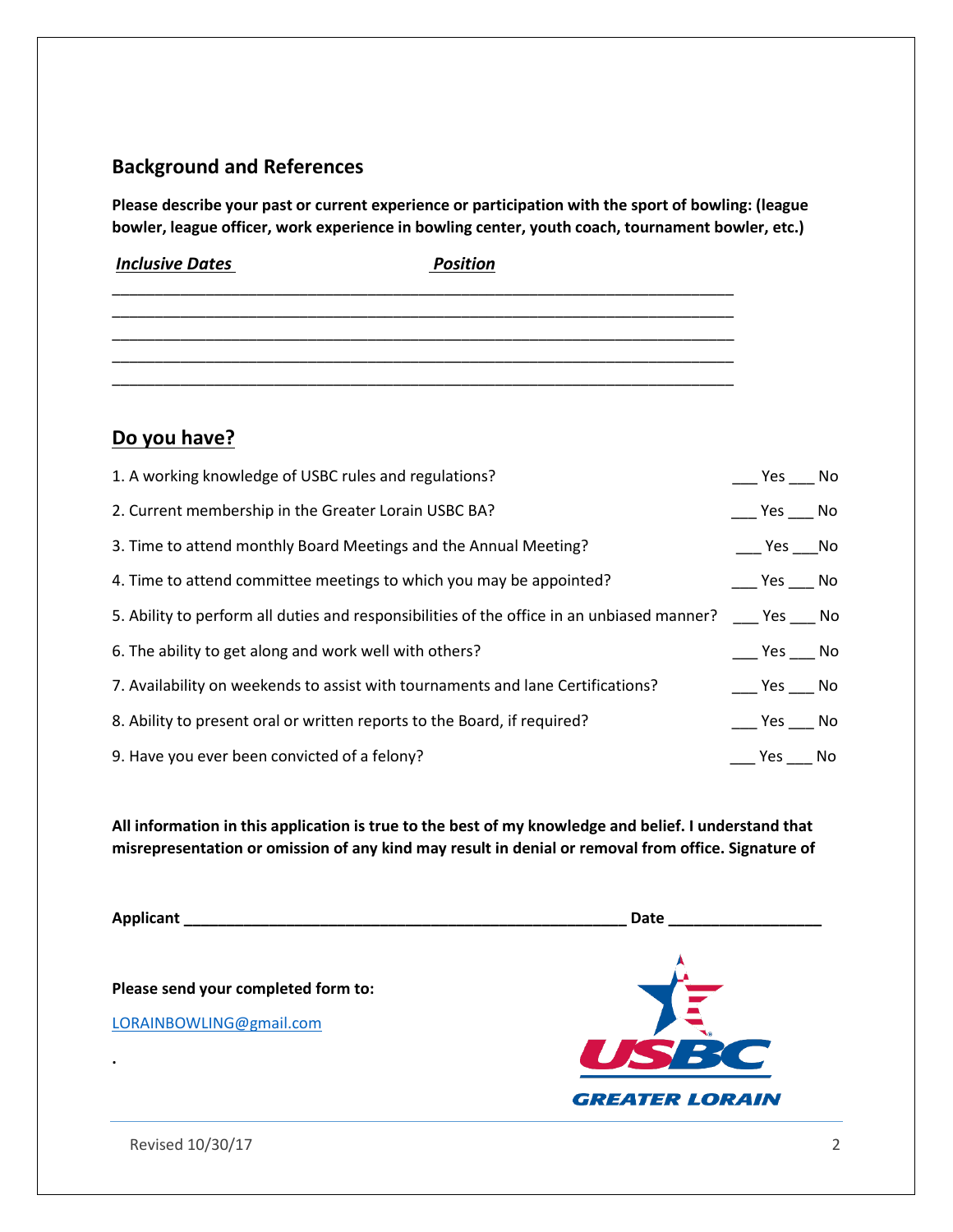## Background and References

**Please describe your past or current experience or participation with the sport of bowling: (league bowler, league officer, work experience in bowling center, youth coach, tournament bowler, etc.)**

***Inclusive Dates*** ***Position***

_____________________________________________________________________________
_____________________________________________________________________________
_____________________________________________________________________________
_____________________________________________________________________________
_____________________________________________________________________________

## Do you have?

1. A working knowledge of USBC rules and regulations? ___ Yes ___ No

2. Current membership in the Greater Lorain USBC BA? ___ Yes ___ No

3. Time to attend monthly Board Meetings and the Annual Meeting? ___ Yes ___No

4. Time to attend committee meetings to which you may be appointed? ___ Yes ___ No

5. Ability to perform all duties and responsibilities of the office in an unbiased manner? ___ Yes ___ No

6. The ability to get along and work well with others? ___ Yes ___ No

7. Availability on weekends to assist with tournaments and lane Certifications? ___ Yes ___ No

8. Ability to present oral or written reports to the Board, if required? ___ Yes ___ No

9. Have you ever been convicted of a felony? ___ Yes ___ No

**All information in this application is true to the best of my knowledge and belief. I understand that misrepresentation or omission of any kind may result in denial or removal from office. Signature of**

**Applicant _____________________________________________________ Date __________________**

**Please send your completed form to:**

LORAINBOWLING@gmail.com

.

USBC GREATER LORAIN

Revised 10/30/17